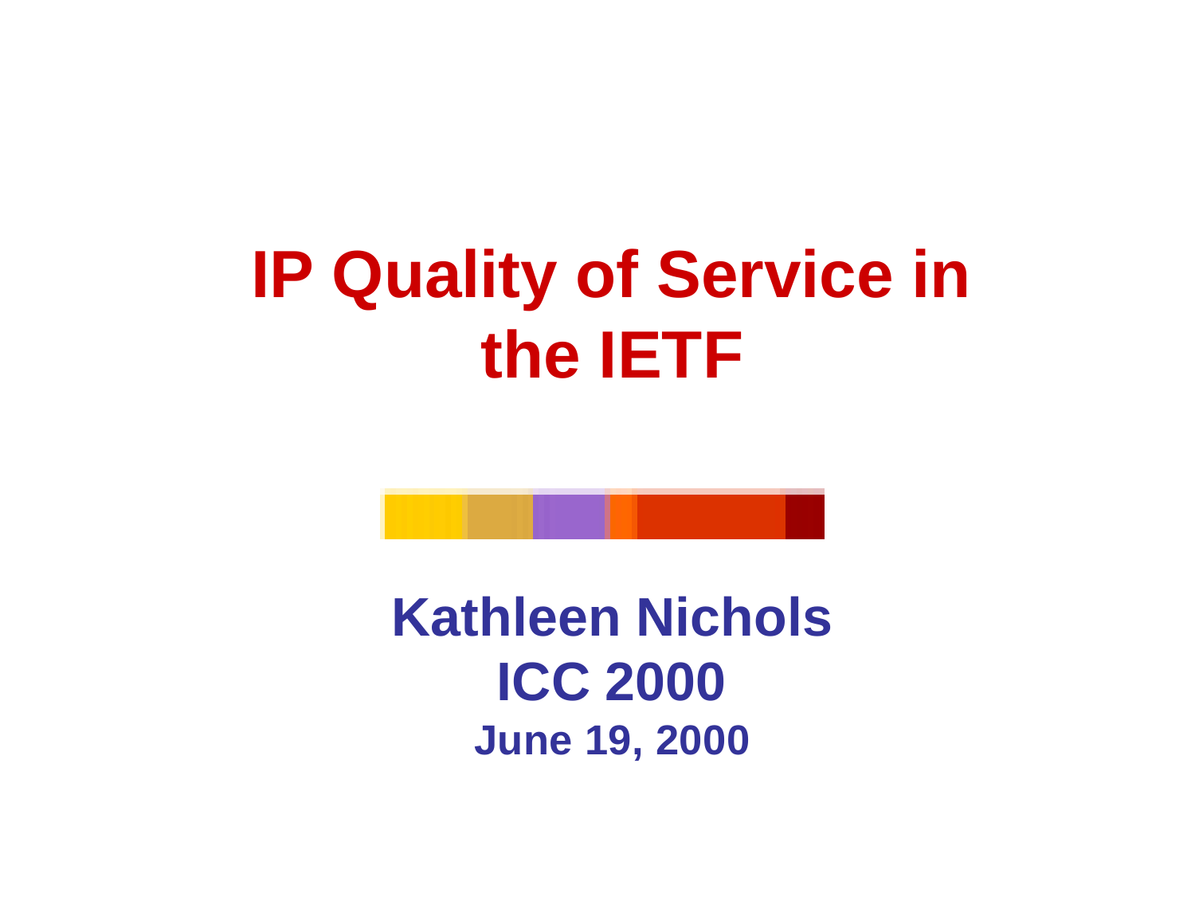# IP Quality of Service in the IETF

**Kathleen Nichols**

**ICC 2000**

**June 19, 2000**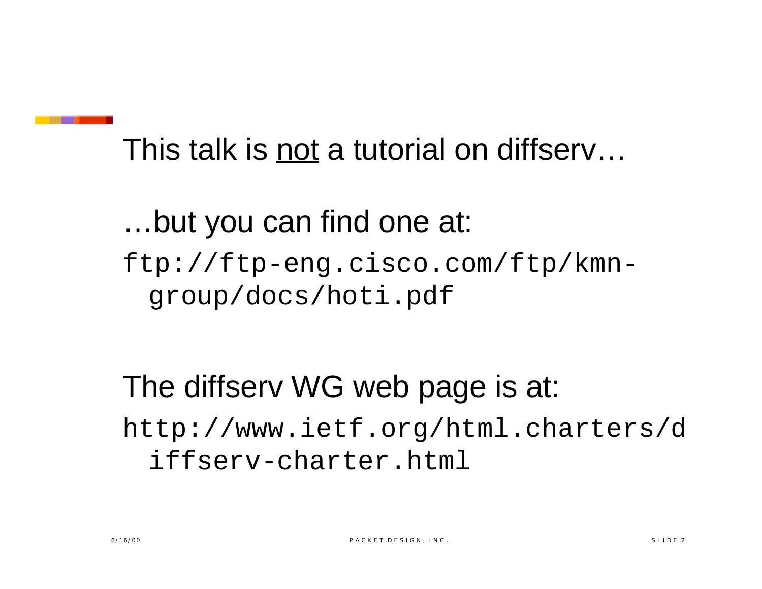This talk is <u>not</u> a tutorial on diffserv…

…but you can find one at:

`ftp://ftp-eng.cisco.com/ftp/kmn-group/docs/hoti.pdf`

The diffserv WG web page is at:

`http://www.ietf.org/html.charters/diffserv-charter.html`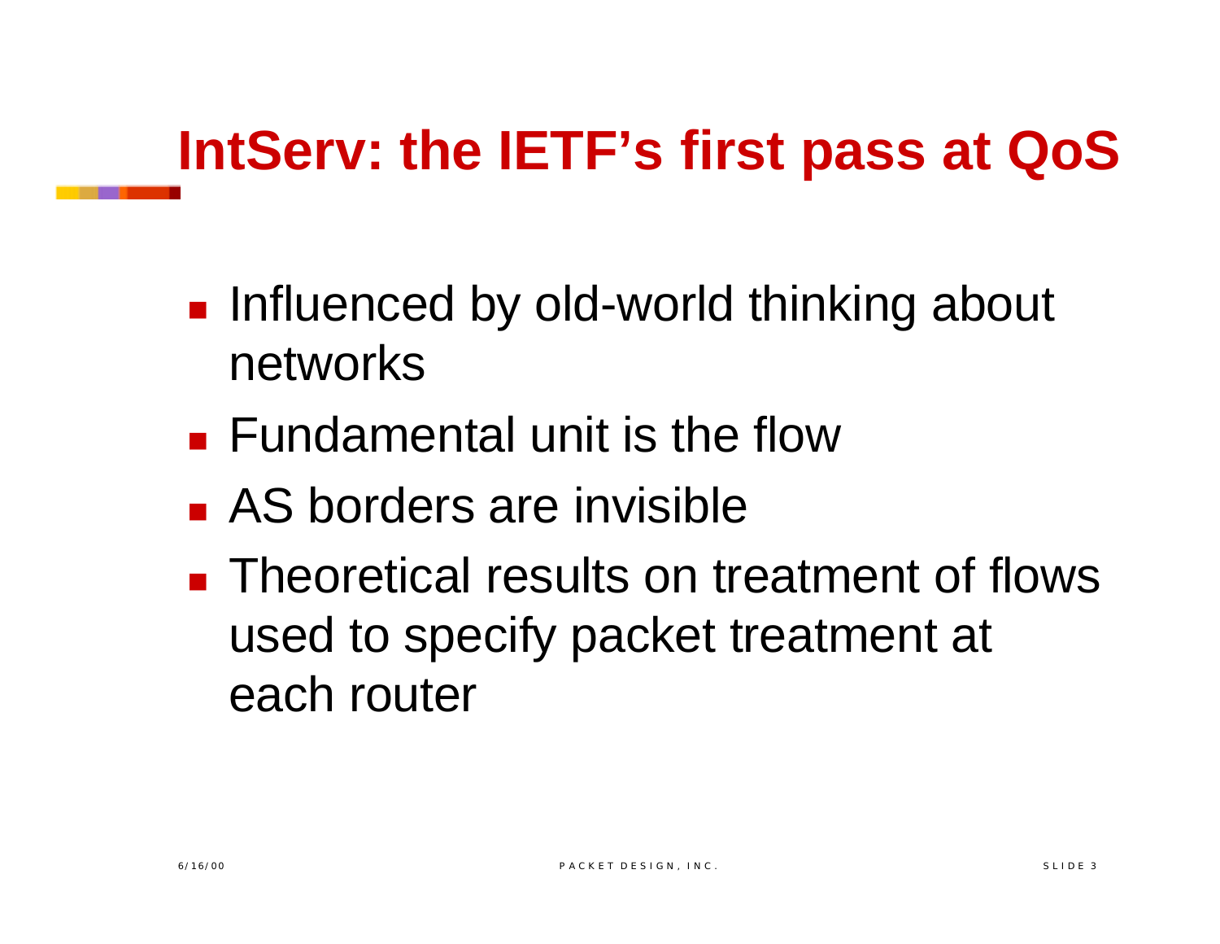# IntServ: the IETF's first pass at QoS

- Influenced by old-world thinking about networks
- Fundamental unit is the flow
- AS borders are invisible
- Theoretical results on treatment of flows used to specify packet treatment at each router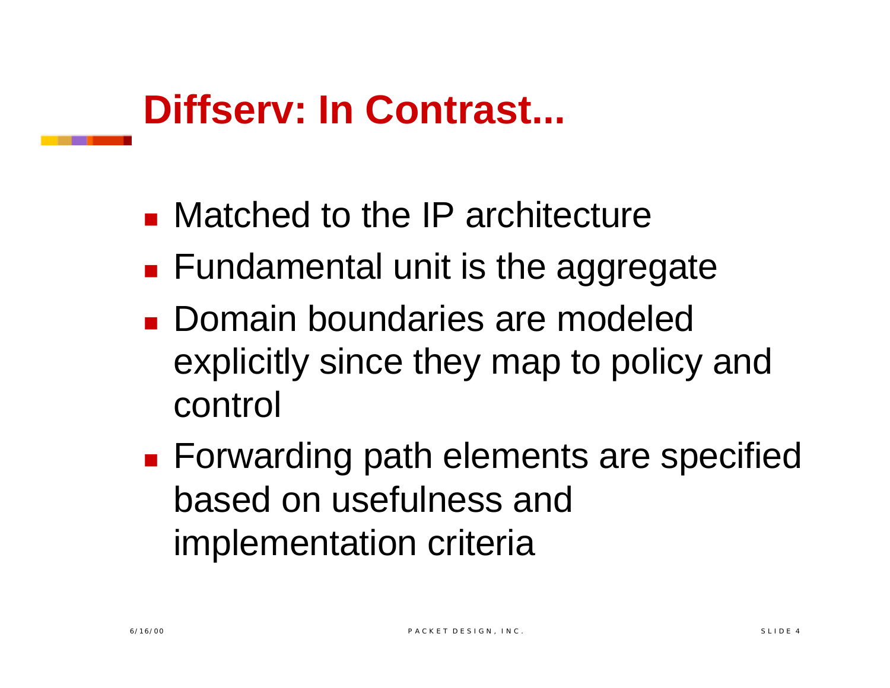# Diffserv: In Contrast...

- Matched to the IP architecture
- Fundamental unit is the aggregate
- Domain boundaries are modeled explicitly since they map to policy and control
- Forwarding path elements are specified based on usefulness and implementation criteria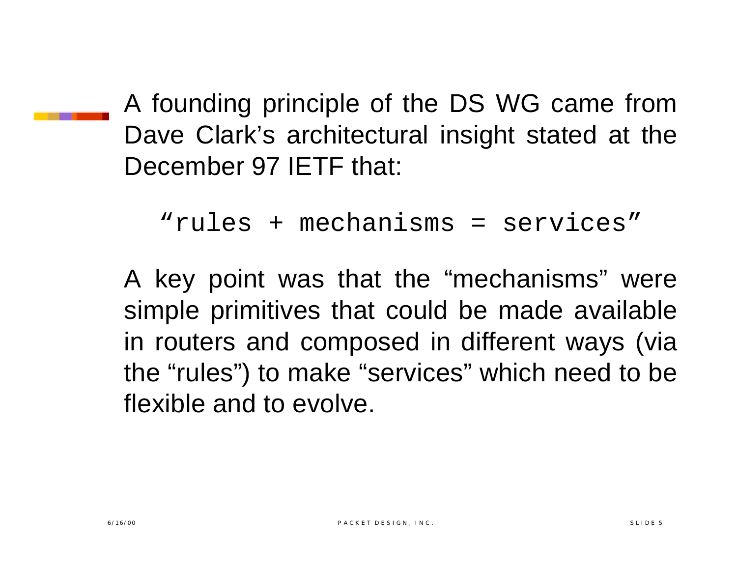A founding principle of the DS WG came from Dave Clark's architectural insight stated at the December 97 IETF that:

```
"rules + mechanisms = services"
```

A key point was that the "mechanisms" were simple primitives that could be made available in routers and composed in different ways (via the "rules") to make "services" which need to be flexible and to evolve.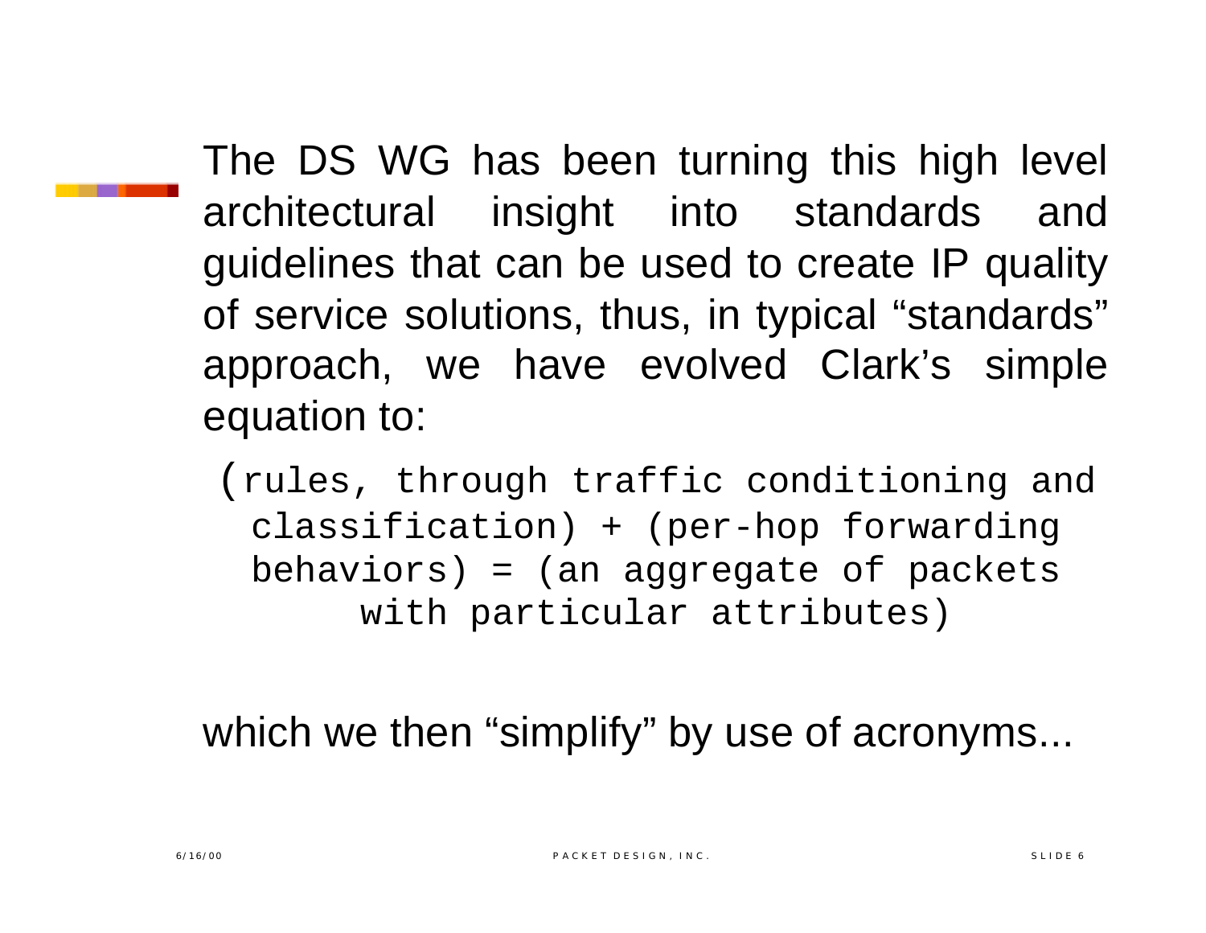The DS WG has been turning this high level architectural insight into standards and guidelines that can be used to create IP quality of service solutions, thus, in typical “standards” approach, we have evolved Clark’s simple equation to:

```
(rules, through traffic conditioning and
  classification) + (per-hop forwarding
  behaviors) = (an aggregate of packets
        with particular attributes)
```

which we then “simplify” by use of acronyms...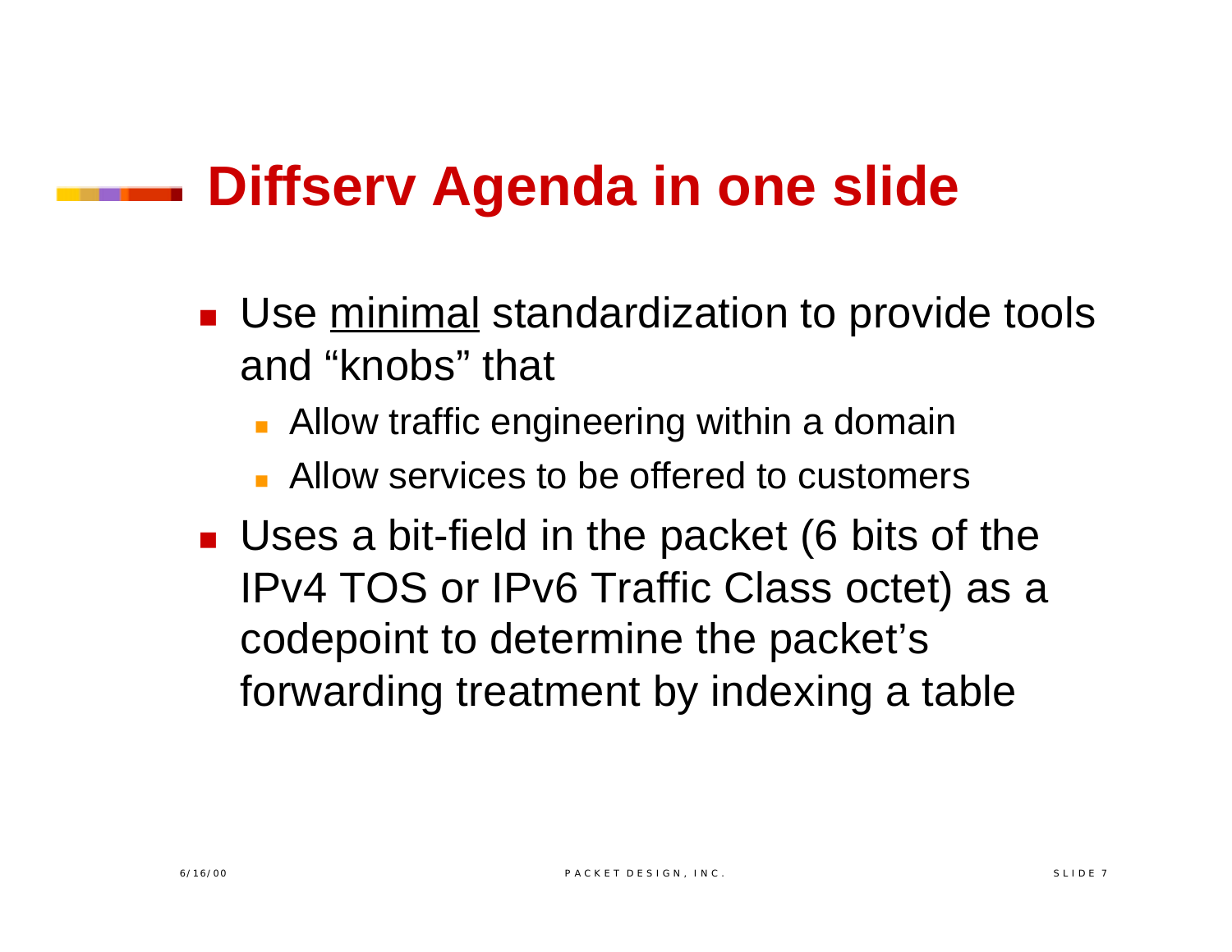# Diffserv Agenda in one slide

- Use <u>minimal</u> standardization to provide tools and "knobs" that
  - Allow traffic engineering within a domain
  - Allow services to be offered to customers
- Uses a bit-field in the packet (6 bits of the IPv4 TOS or IPv6 Traffic Class octet) as a codepoint to determine the packet's forwarding treatment by indexing a table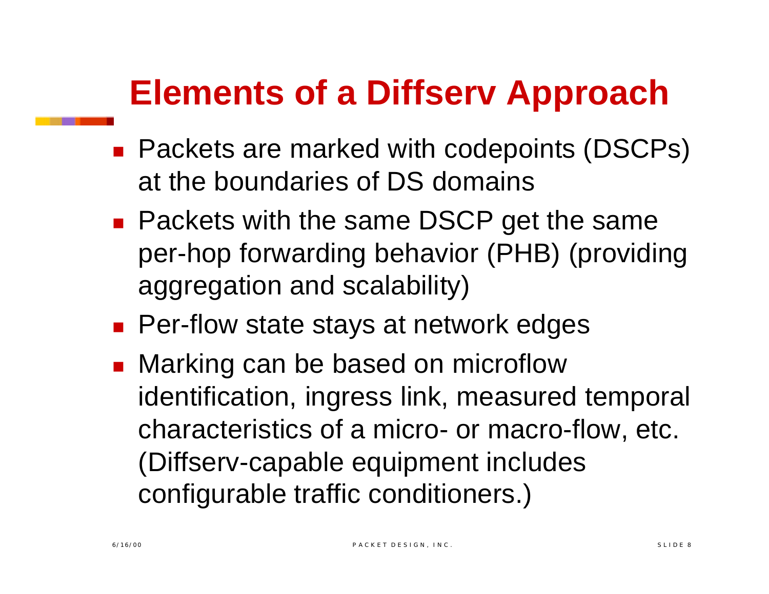# Elements of a Diffserv Approach

- Packets are marked with codepoints (DSCPs) at the boundaries of DS domains
- Packets with the same DSCP get the same per-hop forwarding behavior (PHB) (providing aggregation and scalability)
- Per-flow state stays at network edges
- Marking can be based on microflow identification, ingress link, measured temporal characteristics of a micro- or macro-flow, etc. (Diffserv-capable equipment includes configurable traffic conditioners.)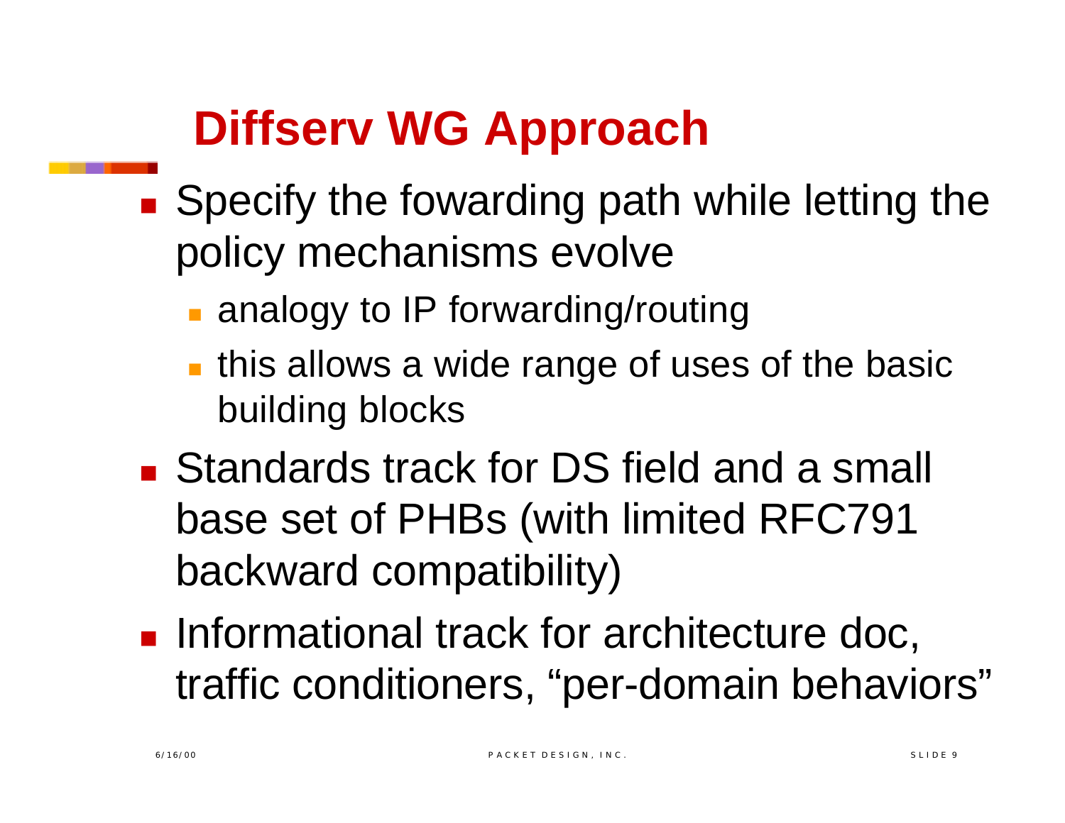# Diffserv WG Approach

- Specify the fowarding path while letting the policy mechanisms evolve
  - analogy to IP forwarding/routing
  - this allows a wide range of uses of the basic building blocks
- Standards track for DS field and a small base set of PHBs (with limited RFC791 backward compatibility)
- Informational track for architecture doc, traffic conditioners, “per-domain behaviors”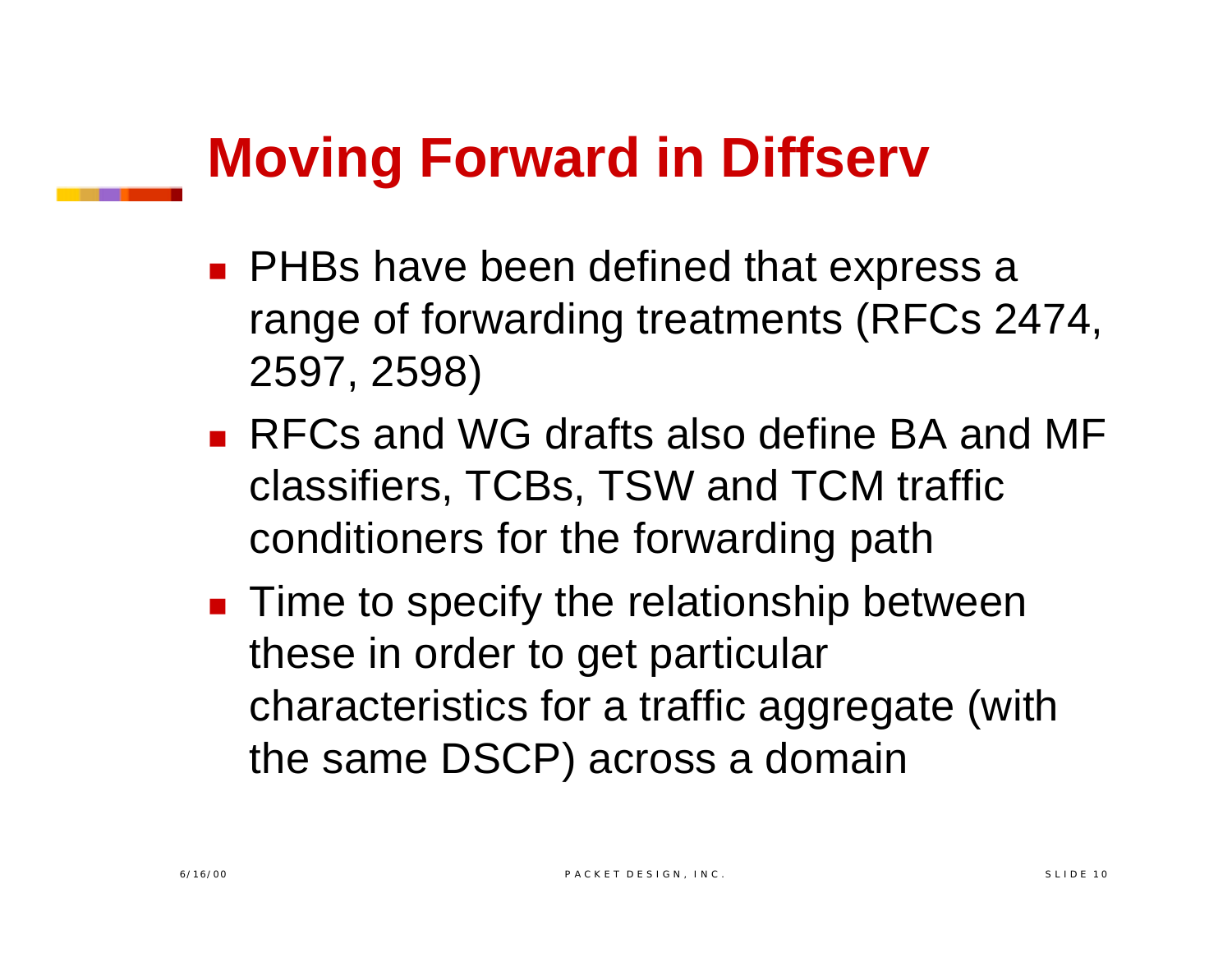# Moving Forward in Diffserv

- PHBs have been defined that express a range of forwarding treatments (RFCs 2474, 2597, 2598)
- RFCs and WG drafts also define BA and MF classifiers, TCBs, TSW and TCM traffic conditioners for the forwarding path
- Time to specify the relationship between these in order to get particular characteristics for a traffic aggregate (with the same DSCP) across a domain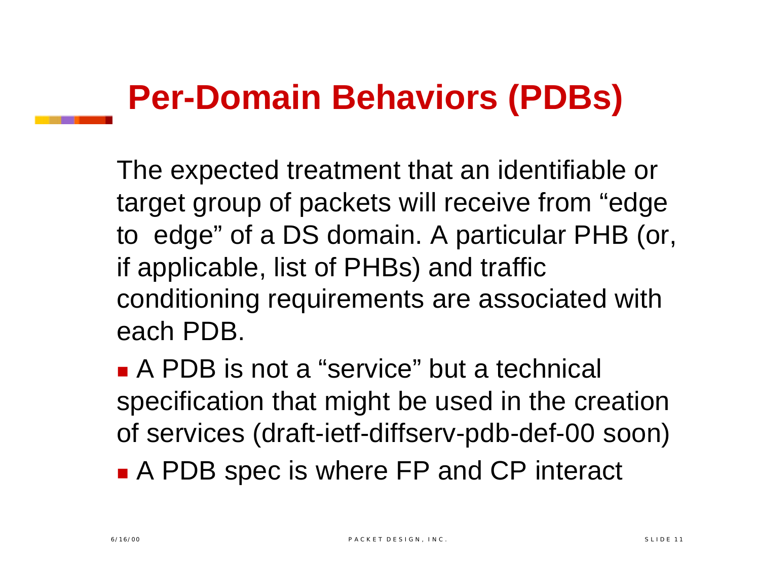# Per-Domain Behaviors (PDBs)

The expected treatment that an identifiable or target group of packets will receive from "edge to edge" of a DS domain. A particular PHB (or, if applicable, list of PHBs) and traffic conditioning requirements are associated with each PDB.

- A PDB is not a "service" but a technical specification that might be used in the creation of services (draft-ietf-diffserv-pdb-def-00 soon)
- A PDB spec is where FP and CP interact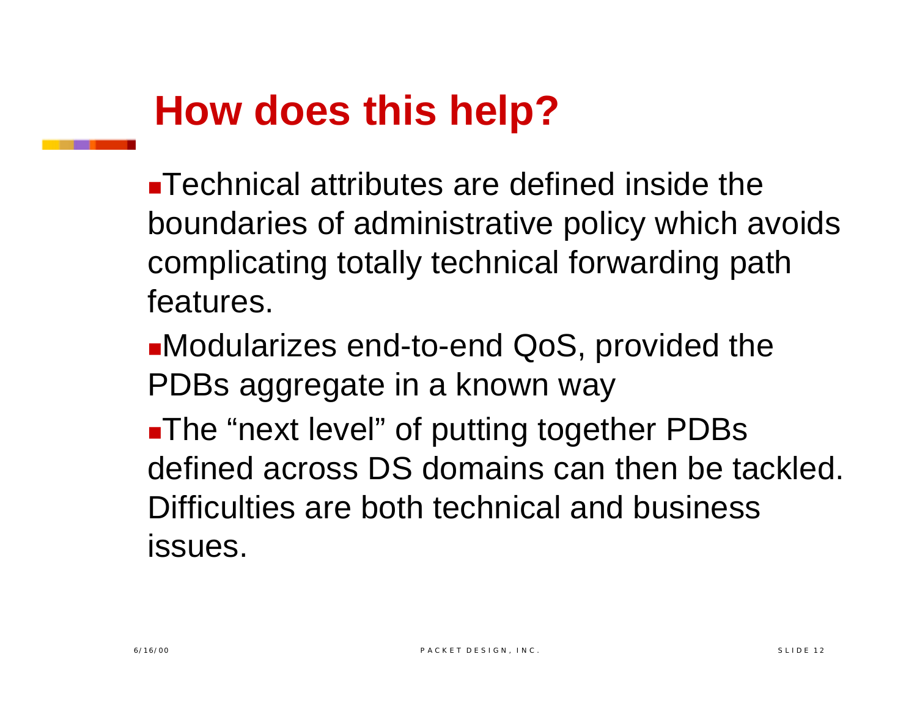# How does this help?

- Technical attributes are defined inside the boundaries of administrative policy which avoids complicating totally technical forwarding path features.
- Modularizes end-to-end QoS, provided the PDBs aggregate in a known way
- The “next level” of putting together PDBs defined across DS domains can then be tackled. Difficulties are both technical and business issues.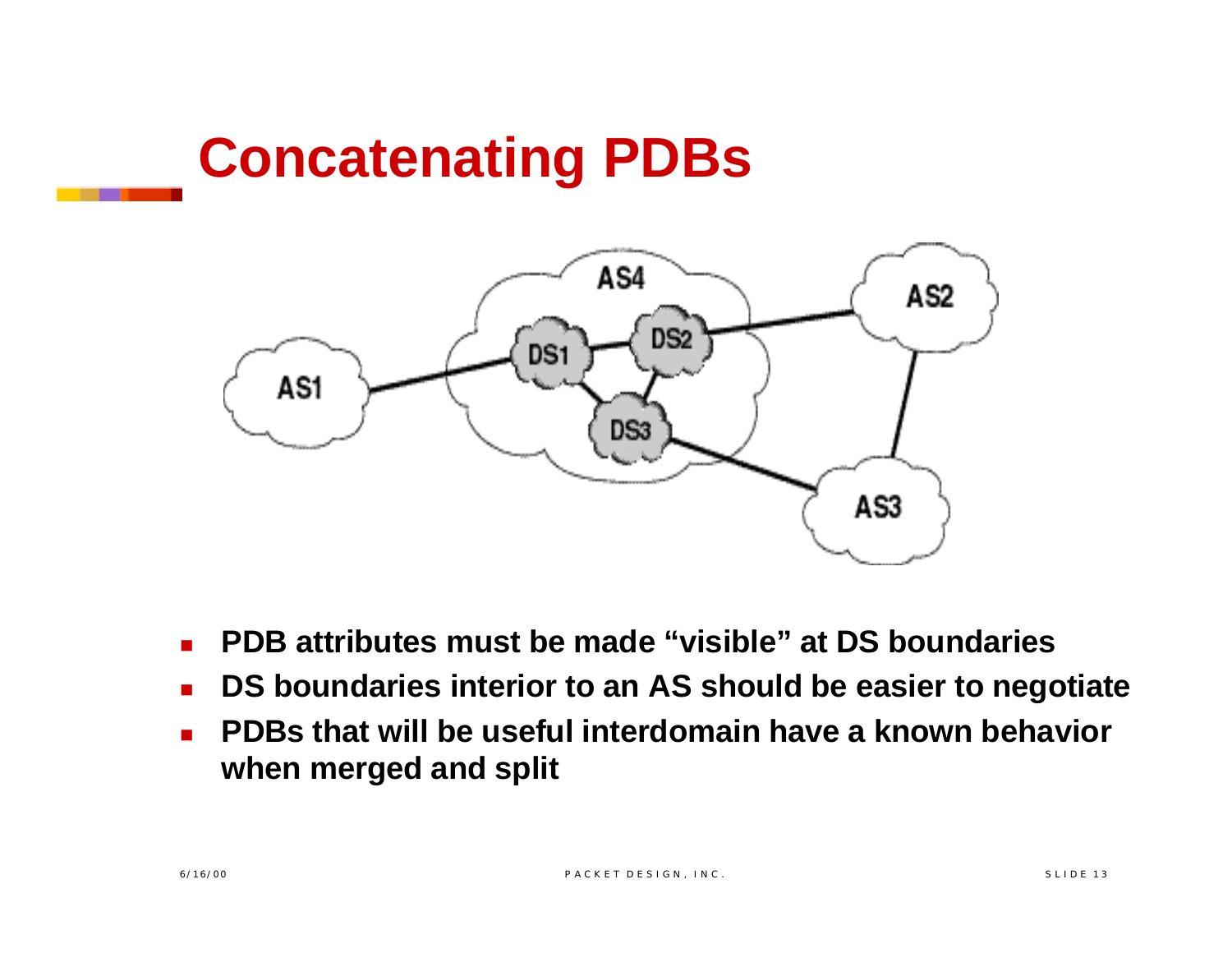# Concatenating PDBs

- **PDB attributes must be made "visible" at DS boundaries**
- **DS boundaries interior to an AS should be easier to negotiate**
- **PDBs that will be useful interdomain have a known behavior when merged and split**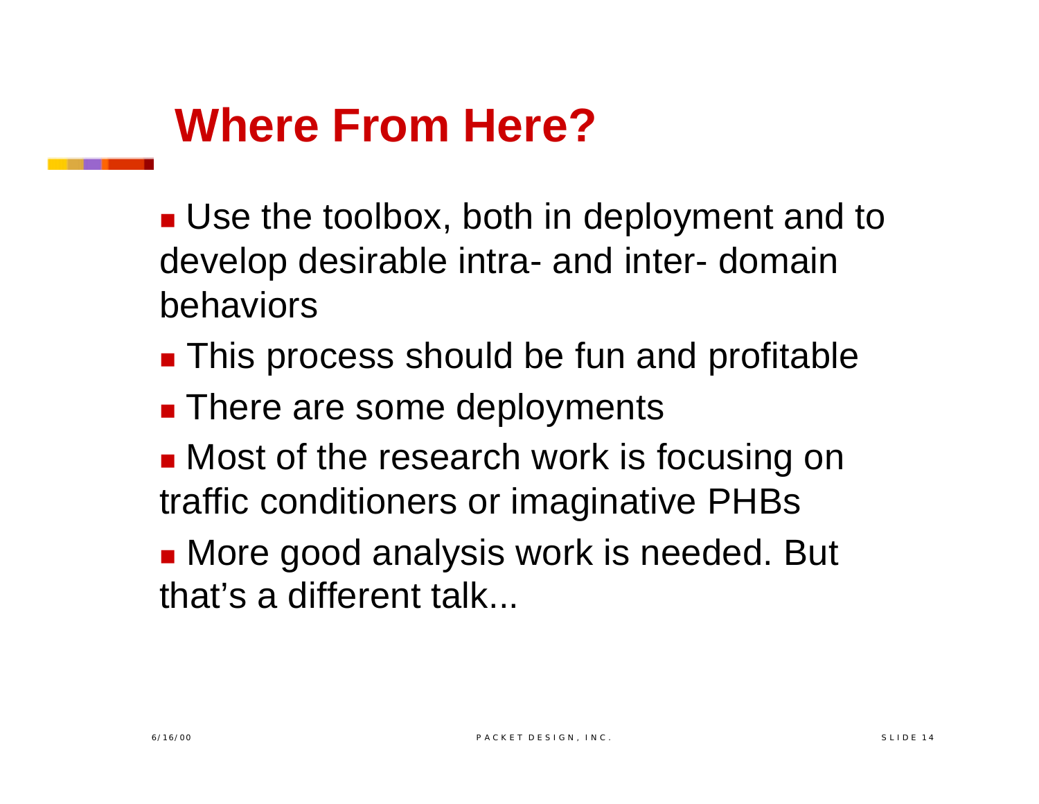# Where From Here?

- Use the toolbox, both in deployment and to develop desirable intra- and inter- domain behaviors
- This process should be fun and profitable
- There are some deployments
- Most of the research work is focusing on traffic conditioners or imaginative PHBs
- More good analysis work is needed. But that's a different talk...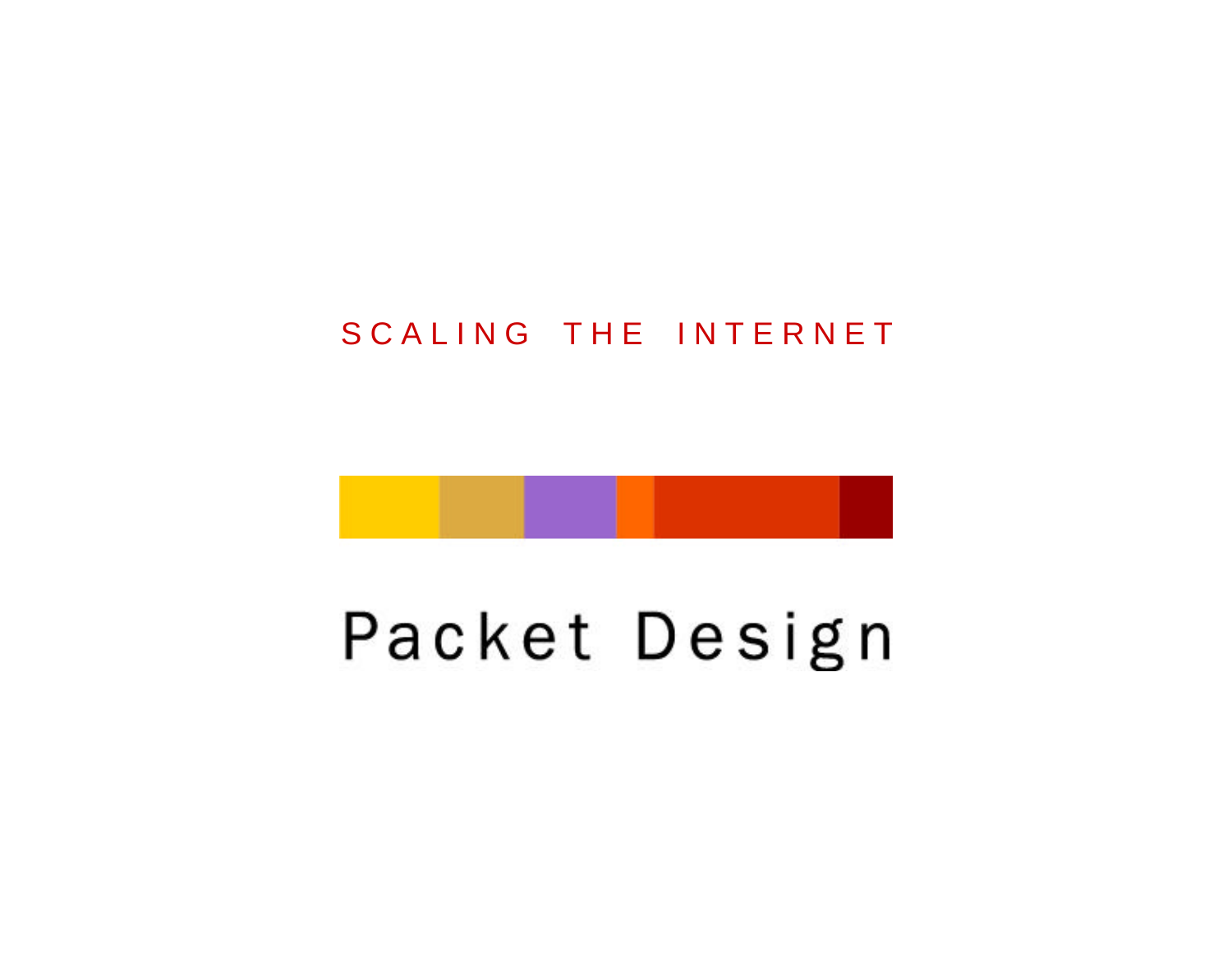SCALING THE INTERNET

Packet Design